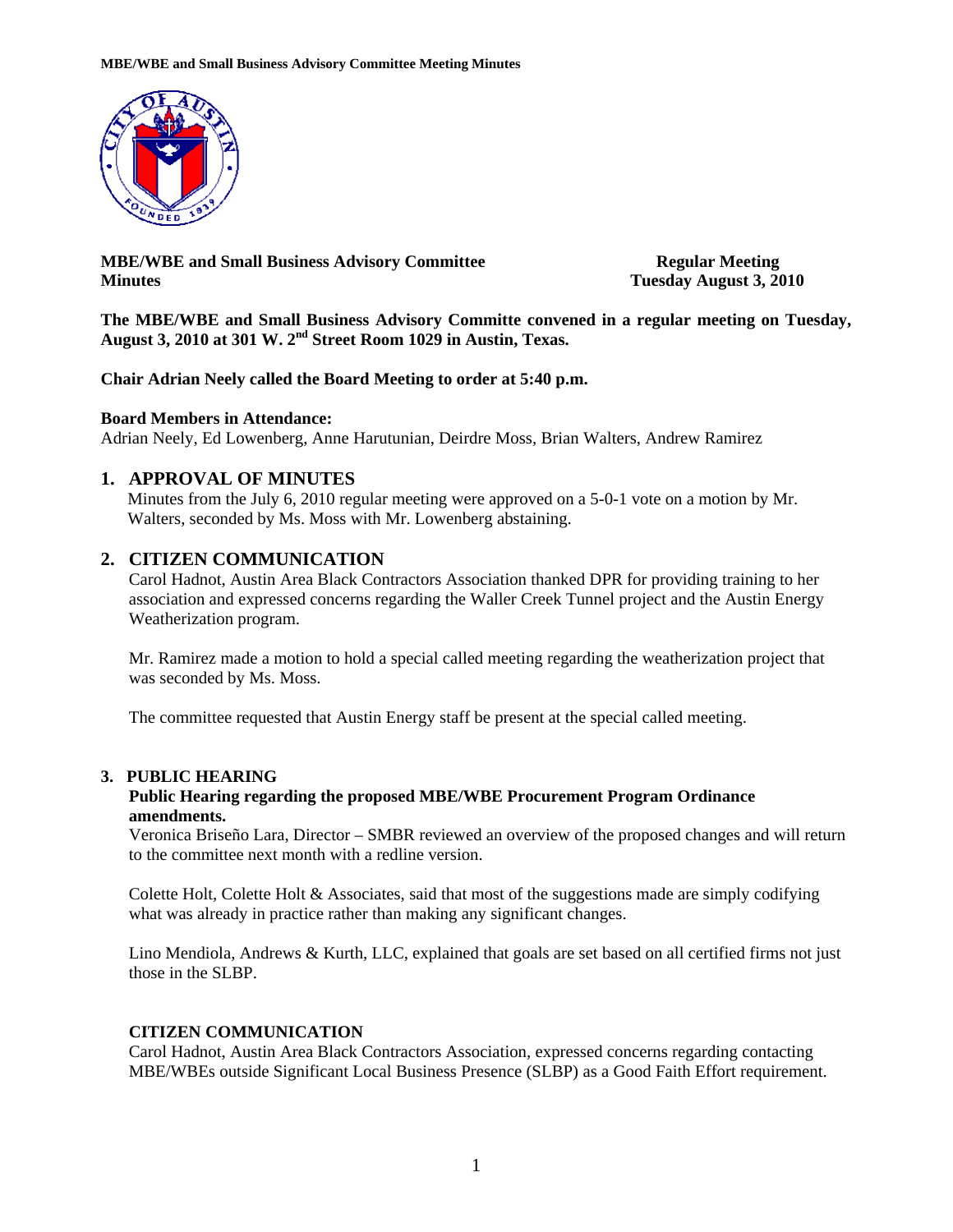**MBE/WBE and Small Business Advisory Committee Minutes**

**Regular Meeting**
**Tuesday August 3, 2010**

**The MBE/WBE and Small Business Advisory Committe convened in a regular meeting on Tuesday, August 3, 2010 at 301 W. 2nd Street Room 1029 in Austin, Texas.**

**Chair Adrian Neely called the Board Meeting to order at 5:40 p.m.**

**Board Members in Attendance:**
Adrian Neely, Ed Lowenberg, Anne Harutunian, Deirdre Moss, Brian Walters, Andrew Ramirez

## 1. APPROVAL OF MINUTES

Minutes from the July 6, 2010 regular meeting were approved on a 5-0-1 vote on a motion by Mr. Walters, seconded by Ms. Moss with Mr. Lowenberg abstaining.

## 2. CITIZEN COMMUNICATION

Carol Hadnot, Austin Area Black Contractors Association thanked DPR for providing training to her association and expressed concerns regarding the Waller Creek Tunnel project and the Austin Energy Weatherization program.

Mr. Ramirez made a motion to hold a special called meeting regarding the weatherization project that was seconded by Ms. Moss.

The committee requested that Austin Energy staff be present at the special called meeting.

## 3. PUBLIC HEARING

**Public Hearing regarding the proposed MBE/WBE Procurement Program Ordinance amendments.**

Veronica Briseño Lara, Director – SMBR reviewed an overview of the proposed changes and will return to the committee next month with a redline version.

Colette Holt, Colette Holt & Associates, said that most of the suggestions made are simply codifying what was already in practice rather than making any significant changes.

Lino Mendiola, Andrews & Kurth, LLC, explained that goals are set based on all certified firms not just those in the SLBP.

**CITIZEN COMMUNICATION**

Carol Hadnot, Austin Area Black Contractors Association, expressed concerns regarding contacting MBE/WBEs outside Significant Local Business Presence (SLBP) as a Good Faith Effort requirement.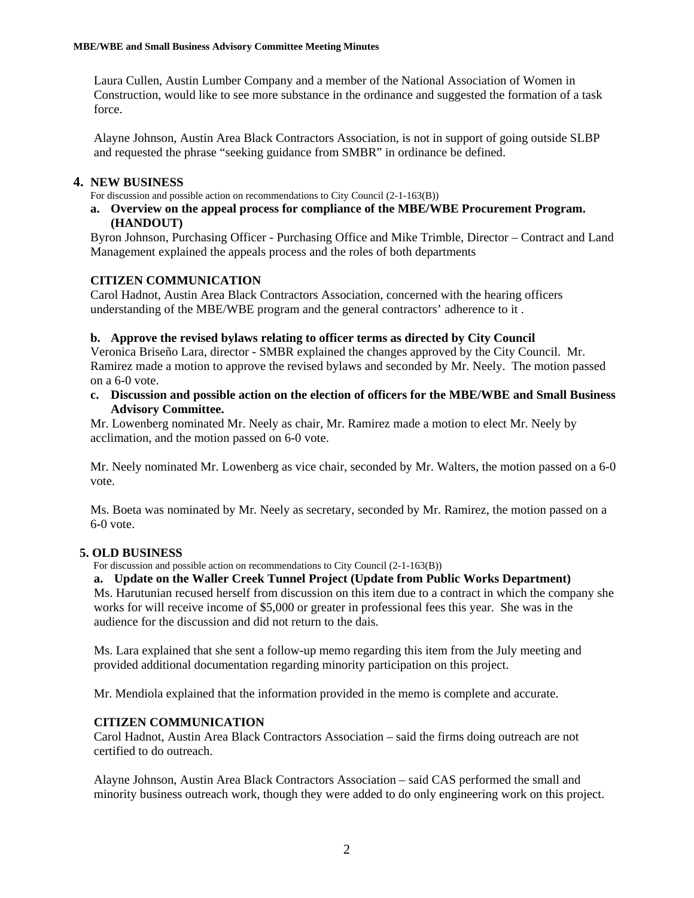Laura Cullen, Austin Lumber Company and a member of the National Association of Women in Construction, would like to see more substance in the ordinance and suggested the formation of a task force.

Alayne Johnson, Austin Area Black Contractors Association, is not in support of going outside SLBP and requested the phrase "seeking guidance from SMBR" in ordinance be defined.

## 4. NEW BUSINESS

For discussion and possible action on recommendations to City Council (2-1-163(B))

**a. Overview on the appeal process for compliance of the MBE/WBE Procurement Program. (HANDOUT)**

Byron Johnson, Purchasing Officer - Purchasing Office and Mike Trimble, Director – Contract and Land Management explained the appeals process and the roles of both departments

**CITIZEN COMMUNICATION**

Carol Hadnot, Austin Area Black Contractors Association, concerned with the hearing officers understanding of the MBE/WBE program and the general contractors' adherence to it .

**b. Approve the revised bylaws relating to officer terms as directed by City Council**

Veronica Briseño Lara, director - SMBR explained the changes approved by the City Council. Mr. Ramirez made a motion to approve the revised bylaws and seconded by Mr. Neely. The motion passed on a 6-0 vote.

**c. Discussion and possible action on the election of officers for the MBE/WBE and Small Business Advisory Committee.**

Mr. Lowenberg nominated Mr. Neely as chair, Mr. Ramirez made a motion to elect Mr. Neely by acclimation, and the motion passed on 6-0 vote.

Mr. Neely nominated Mr. Lowenberg as vice chair, seconded by Mr. Walters, the motion passed on a 6-0 vote.

Ms. Boeta was nominated by Mr. Neely as secretary, seconded by Mr. Ramirez, the motion passed on a 6-0 vote.

## 5. OLD BUSINESS

For discussion and possible action on recommendations to City Council (2-1-163(B))

**a. Update on the Waller Creek Tunnel Project (Update from Public Works Department)**

Ms. Harutunian recused herself from discussion on this item due to a contract in which the company she works for will receive income of $5,000 or greater in professional fees this year. She was in the audience for the discussion and did not return to the dais.

Ms. Lara explained that she sent a follow-up memo regarding this item from the July meeting and provided additional documentation regarding minority participation on this project.

Mr. Mendiola explained that the information provided in the memo is complete and accurate.

**CITIZEN COMMUNICATION**

Carol Hadnot, Austin Area Black Contractors Association – said the firms doing outreach are not certified to do outreach.

Alayne Johnson, Austin Area Black Contractors Association – said CAS performed the small and minority business outreach work, though they were added to do only engineering work on this project.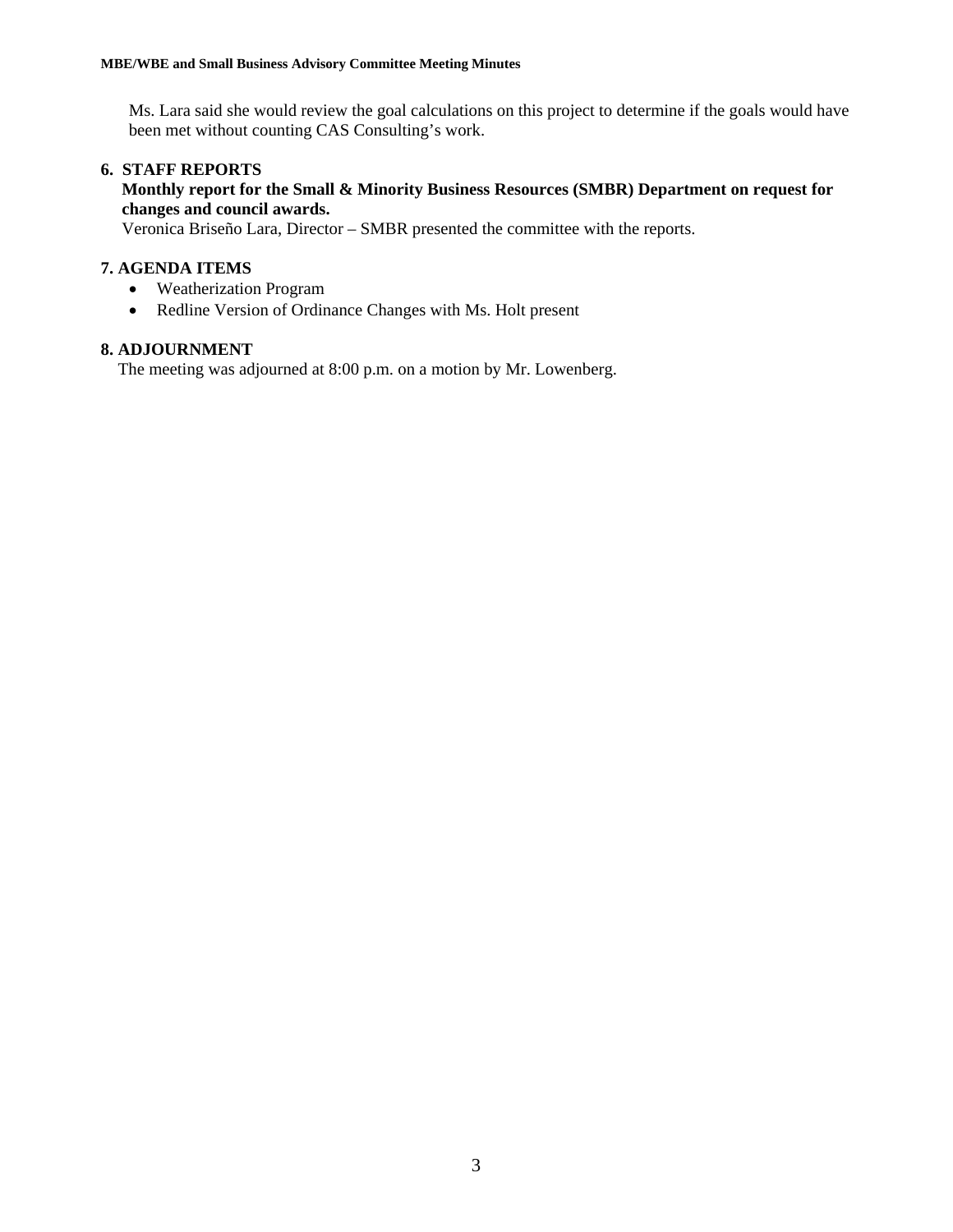Ms. Lara said she would review the goal calculations on this project to determine if the goals would have been met without counting CAS Consulting's work.

## 6. STAFF REPORTS

**Monthly report for the Small & Minority Business Resources (SMBR) Department on request for changes and council awards.**

Veronica Briseño Lara, Director – SMBR presented the committee with the reports.

## 7. AGENDA ITEMS

- Weatherization Program
- Redline Version of Ordinance Changes with Ms. Holt present

## 8. ADJOURNMENT

The meeting was adjourned at 8:00 p.m. on a motion by Mr. Lowenberg.